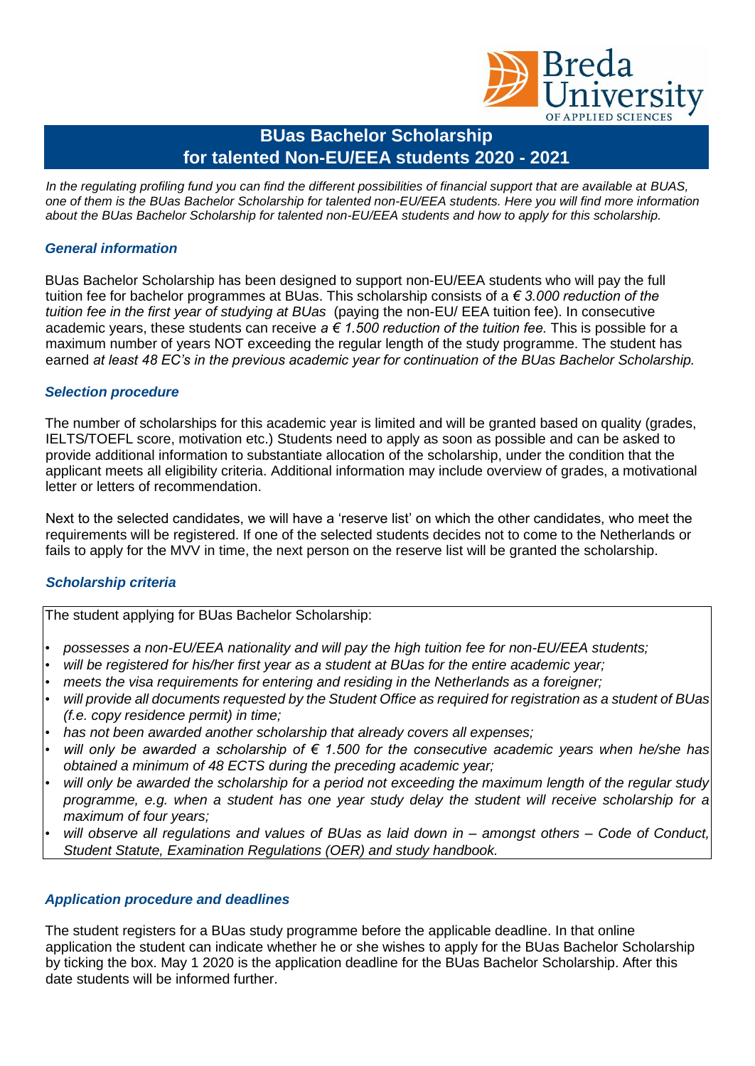# BUas Bachelor Scholarship for talented Non-EU/EEA students 2020 - 2021

*In the regulating profiling fund you can find the different possibilities of financial support that are available at BUAS, one of them is the BUas Bachelor Scholarship for talented non-EU/EEA students. Here you will find more information about the BUas Bachelor Scholarship for talented non-EU/EEA students and how to apply for this scholarship.*

## *General information*

BUas Bachelor Scholarship has been designed to support non-EU/EEA students who will pay the full tuition fee for bachelor programmes at BUas. This scholarship consists of a *€ 3.000 reduction of the tuition fee in the first year of studying at BUas* (paying the non-EU/ EEA tuition fee). In consecutive academic years, these students can receive *a € 1.500 reduction of the tuition fee.* This is possible for a maximum number of years NOT exceeding the regular length of the study programme. The student has earned *at least 48 EC's in the previous academic year for continuation of the BUas Bachelor Scholarship.*

## *Selection procedure*

The number of scholarships for this academic year is limited and will be granted based on quality (grades, IELTS/TOEFL score, motivation etc.) Students need to apply as soon as possible and can be asked to provide additional information to substantiate allocation of the scholarship, under the condition that the applicant meets all eligibility criteria. Additional information may include overview of grades, a motivational letter or letters of recommendation.

Next to the selected candidates, we will have a 'reserve list' on which the other candidates, who meet the requirements will be registered. If one of the selected students decides not to come to the Netherlands or fails to apply for the MVV in time, the next person on the reserve list will be granted the scholarship.

## *Scholarship criteria*

The student applying for BUas Bachelor Scholarship:

- *possesses a non-EU/EEA nationality and will pay the high tuition fee for non-EU/EEA students;*
- *will be registered for his/her first year as a student at BUas for the entire academic year;*
- *meets the visa requirements for entering and residing in the Netherlands as a foreigner;*
- *will provide all documents requested by the Student Office as required for registration as a student of BUas (f.e. copy residence permit) in time;*
- *has not been awarded another scholarship that already covers all expenses;*
- *will only be awarded a scholarship of € 1.500 for the consecutive academic years when he/she has obtained a minimum of 48 ECTS during the preceding academic year;*
- *will only be awarded the scholarship for a period not exceeding the maximum length of the regular study programme, e.g. when a student has one year study delay the student will receive scholarship for a maximum of four years;*
- *will observe all regulations and values of BUas as laid down in – amongst others – Code of Conduct, Student Statute, Examination Regulations (OER) and study handbook.*

## *Application procedure and deadlines*

The student registers for a BUas study programme before the applicable deadline. In that online application the student can indicate whether he or she wishes to apply for the BUas Bachelor Scholarship by ticking the box. May 1 2020 is the application deadline for the BUas Bachelor Scholarship. After this date students will be informed further.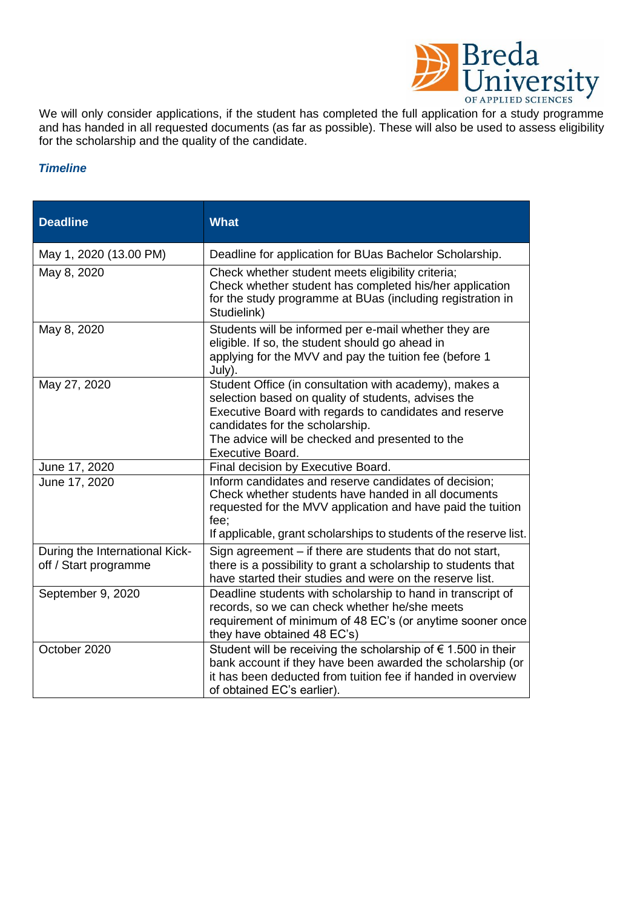We will only consider applications, if the student has completed the full application for a study programme and has handed in all requested documents (as far as possible). These will also be used to assess eligibility for the scholarship and the quality of the candidate.

***Timeline***

| Deadline | What |
|---|---|
| May 1, 2020 (13.00 PM) | Deadline for application for BUas Bachelor Scholarship. |
| May 8, 2020 | Check whether student meets eligibility criteria;<br>Check whether student has completed his/her application for the study programme at BUas (including registration in Studielink) |
| May 8, 2020 | Students will be informed per e-mail whether they are eligible. If so, the student should go ahead in applying for the MVV and pay the tuition fee (before 1 July). |
| May 27, 2020 | Student Office (in consultation with academy), makes a selection based on quality of students, advises the Executive Board with regards to candidates and reserve candidates for the scholarship.<br>The advice will be checked and presented to the Executive Board. |
| June 17, 2020 | Final decision by Executive Board. |
| June 17, 2020 | Inform candidates and reserve candidates of decision;<br>Check whether students have handed in all documents requested for the MVV application and have paid the tuition fee;<br>If applicable, grant scholarships to students of the reserve list. |
| During the International Kick-off / Start programme | Sign agreement – if there are students that do not start, there is a possibility to grant a scholarship to students that have started their studies and were on the reserve list. |
| September 9, 2020 | Deadline students with scholarship to hand in transcript of records, so we can check whether he/she meets requirement of minimum of 48 EC's (or anytime sooner once they have obtained 48 EC's) |
| October 2020 | Student will be receiving the scholarship of € 1.500 in their bank account if they have been awarded the scholarship (or it has been deducted from tuition fee if handed in overview of obtained EC's earlier). |